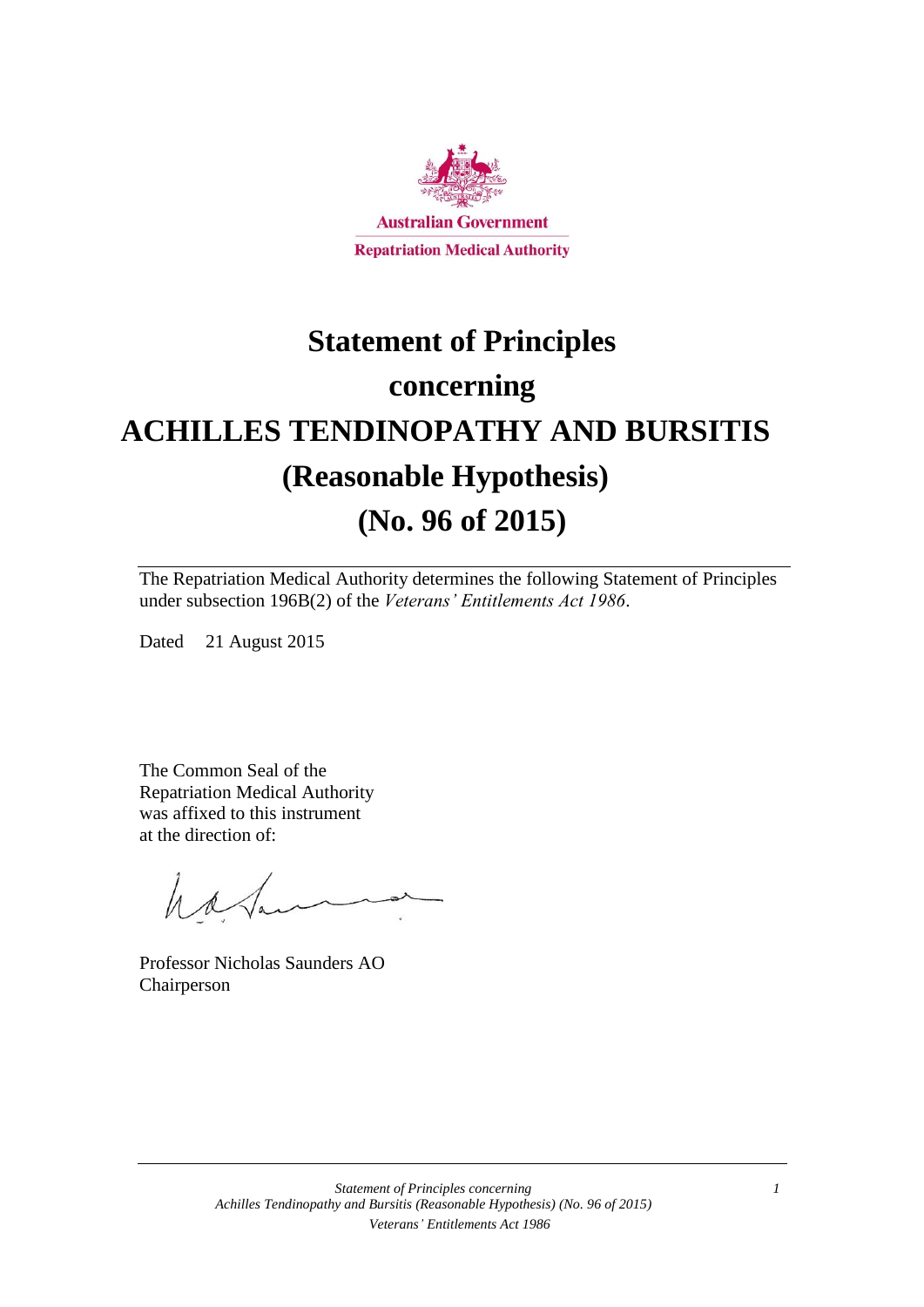Australian Government

Repatriation Medical Authority

# Statement of Principles concerning ACHILLES TENDINOPATHY AND BURSITIS (Reasonable Hypothesis) (No. 96 of 2015)

The Repatriation Medical Authority determines the following Statement of Principles under subsection 196B(2) of the *Veterans' Entitlements Act 1986*.

Dated 21 August 2015

The Common Seal of the Repatriation Medical Authority was affixed to this instrument at the direction of:

Professor Nicholas Saunders AO
Chairperson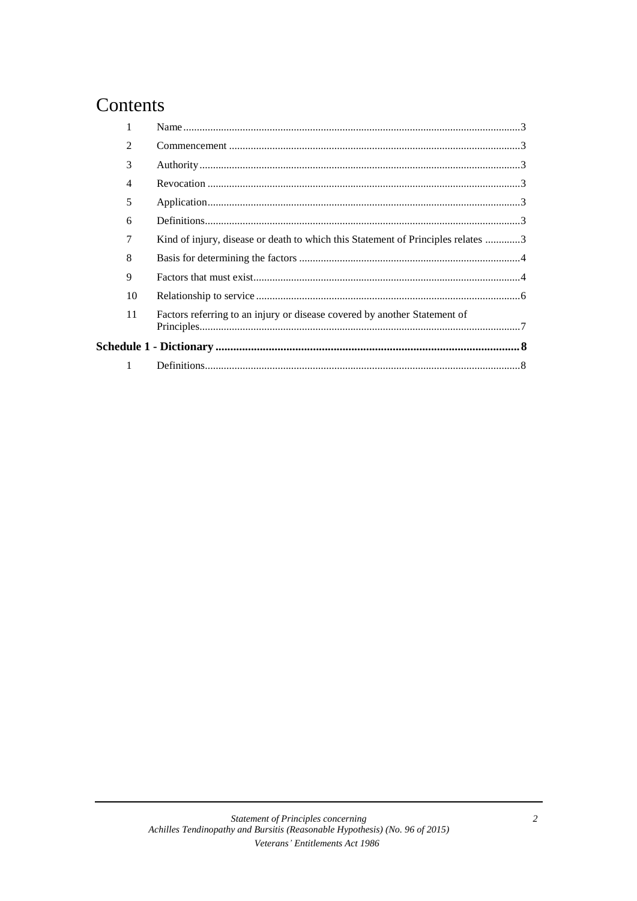# Contents

| | | |
|---|---|---|
| 1 | Name | 3 |
| 2 | Commencement | 3 |
| 3 | Authority | 3 |
| 4 | Revocation | 3 |
| 5 | Application | 3 |
| 6 | Definitions | 3 |
| 7 | Kind of injury, disease or death to which this Statement of Principles relates | 3 |
| 8 | Basis for determining the factors | 4 |
| 9 | Factors that must exist | 4 |
| 10 | Relationship to service | 6 |
| 11 | Factors referring to an injury or disease covered by another Statement of Principles | 7 |
| **Schedule 1 - Dictionary** | | **8** |
| 1 | Definitions | 8 |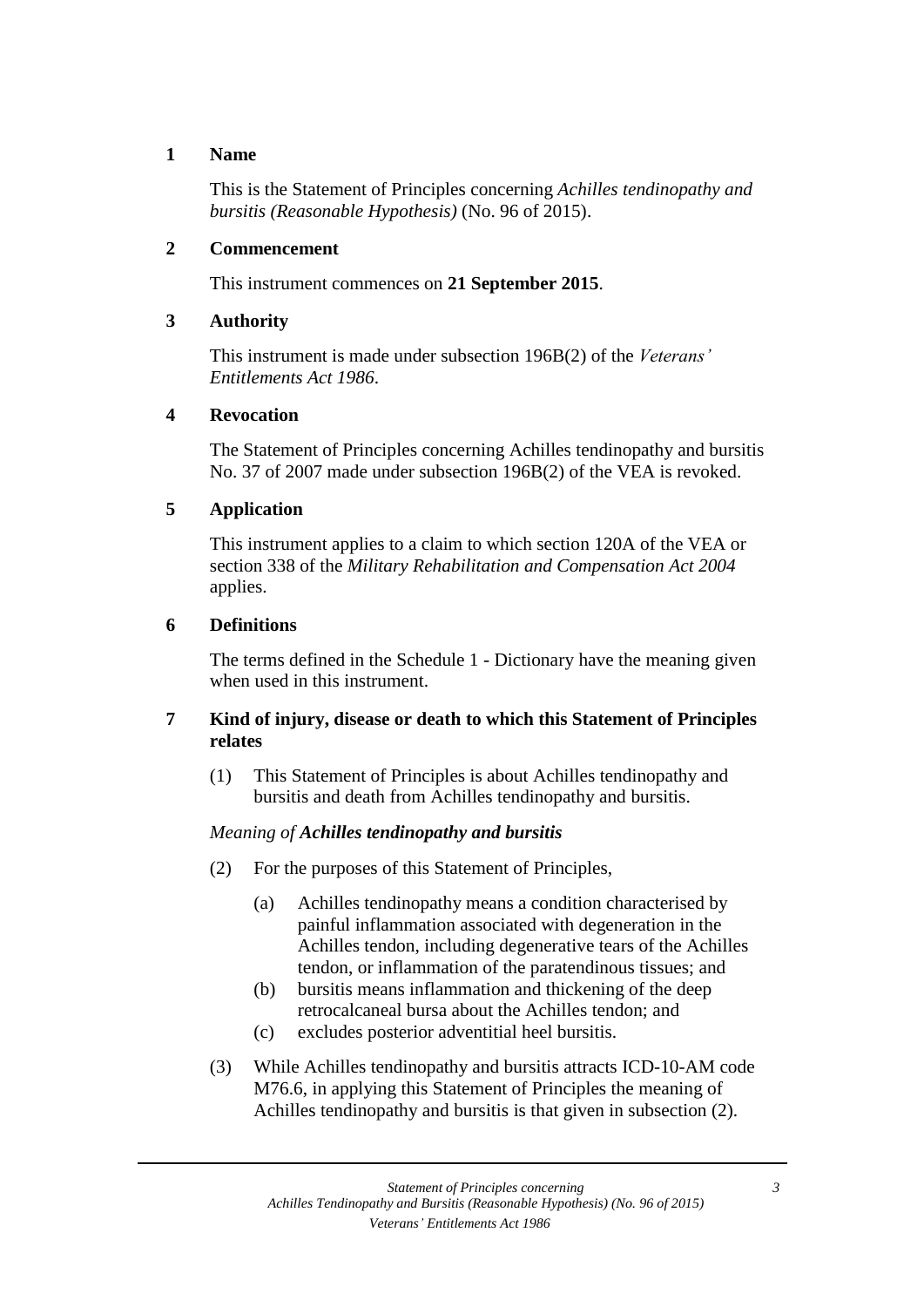## 1 Name

This is the Statement of Principles concerning *Achilles tendinopathy and bursitis (Reasonable Hypothesis)* (No. 96 of 2015).

## 2 Commencement

This instrument commences on **21 September 2015**.

## 3 Authority

This instrument is made under subsection 196B(2) of the *Veterans' Entitlements Act 1986*.

## 4 Revocation

The Statement of Principles concerning Achilles tendinopathy and bursitis No. 37 of 2007 made under subsection 196B(2) of the VEA is revoked.

## 5 Application

This instrument applies to a claim to which section 120A of the VEA or section 338 of the *Military Rehabilitation and Compensation Act 2004* applies.

## 6 Definitions

The terms defined in the Schedule 1 - Dictionary have the meaning given when used in this instrument.

## 7 Kind of injury, disease or death to which this Statement of Principles relates

(1) This Statement of Principles is about Achilles tendinopathy and bursitis and death from Achilles tendinopathy and bursitis.

*Meaning of **Achilles tendinopathy and bursitis***

(2) For the purposes of this Statement of Principles,

(a) Achilles tendinopathy means a condition characterised by painful inflammation associated with degeneration in the Achilles tendon, including degenerative tears of the Achilles tendon, or inflammation of the paratendinous tissues; and

(b) bursitis means inflammation and thickening of the deep retrocalcaneal bursa about the Achilles tendon; and

(c) excludes posterior adventitial heel bursitis.

(3) While Achilles tendinopathy and bursitis attracts ICD-10-AM code M76.6, in applying this Statement of Principles the meaning of Achilles tendinopathy and bursitis is that given in subsection (2).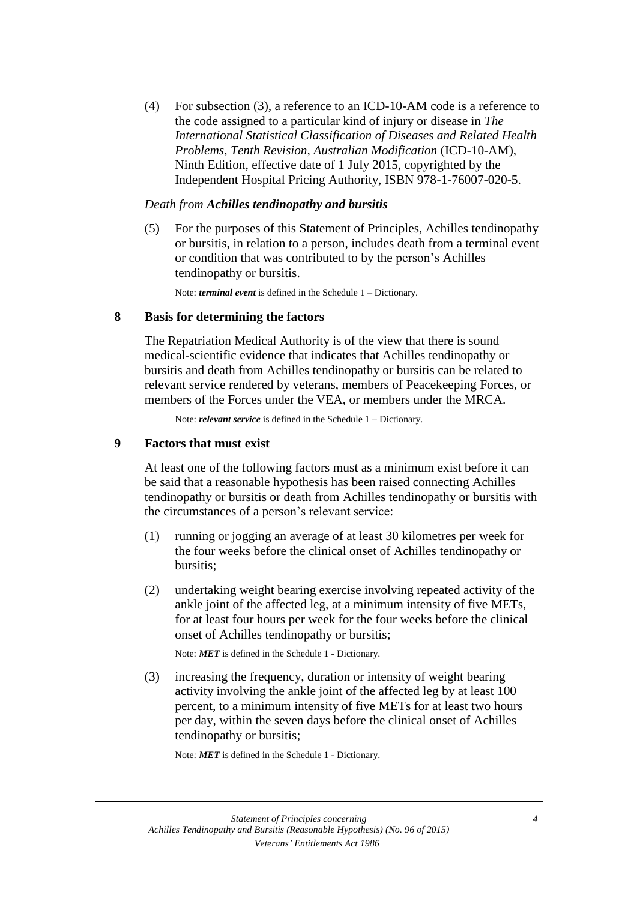(4) For subsection (3), a reference to an ICD-10-AM code is a reference to the code assigned to a particular kind of injury or disease in *The International Statistical Classification of Diseases and Related Health Problems, Tenth Revision, Australian Modification* (ICD-10-AM), Ninth Edition, effective date of 1 July 2015, copyrighted by the Independent Hospital Pricing Authority, ISBN 978-1-76007-020-5.

*Death from **Achilles tendinopathy and bursitis***

(5) For the purposes of this Statement of Principles, Achilles tendinopathy or bursitis, in relation to a person, includes death from a terminal event or condition that was contributed to by the person's Achilles tendinopathy or bursitis.

Note: ***terminal event*** is defined in the Schedule 1 – Dictionary.

## 8 Basis for determining the factors

The Repatriation Medical Authority is of the view that there is sound medical-scientific evidence that indicates that Achilles tendinopathy or bursitis and death from Achilles tendinopathy or bursitis can be related to relevant service rendered by veterans, members of Peacekeeping Forces, or members of the Forces under the VEA, or members under the MRCA.

Note: ***relevant service*** is defined in the Schedule 1 – Dictionary.

## 9 Factors that must exist

At least one of the following factors must as a minimum exist before it can be said that a reasonable hypothesis has been raised connecting Achilles tendinopathy or bursitis or death from Achilles tendinopathy or bursitis with the circumstances of a person's relevant service:

(1) running or jogging an average of at least 30 kilometres per week for the four weeks before the clinical onset of Achilles tendinopathy or bursitis;

(2) undertaking weight bearing exercise involving repeated activity of the ankle joint of the affected leg, at a minimum intensity of five METs, for at least four hours per week for the four weeks before the clinical onset of Achilles tendinopathy or bursitis;

Note: ***MET*** is defined in the Schedule 1 - Dictionary.

(3) increasing the frequency, duration or intensity of weight bearing activity involving the ankle joint of the affected leg by at least 100 percent, to a minimum intensity of five METs for at least two hours per day, within the seven days before the clinical onset of Achilles tendinopathy or bursitis;

Note: ***MET*** is defined in the Schedule 1 - Dictionary.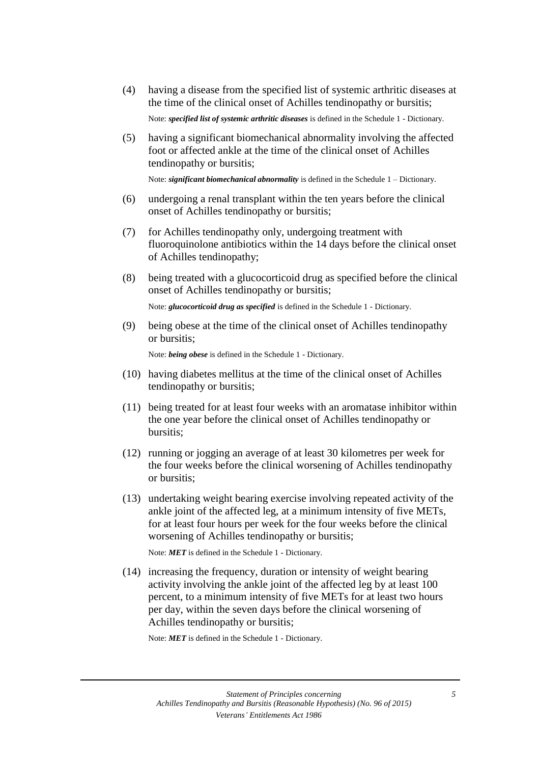(4) having a disease from the specified list of systemic arthritic diseases at the time of the clinical onset of Achilles tendinopathy or bursitis;

Note: ***specified list of systemic arthritic diseases*** is defined in the Schedule 1 - Dictionary.

(5) having a significant biomechanical abnormality involving the affected foot or affected ankle at the time of the clinical onset of Achilles tendinopathy or bursitis;

Note: ***significant biomechanical abnormality*** is defined in the Schedule 1 – Dictionary.

(6) undergoing a renal transplant within the ten years before the clinical onset of Achilles tendinopathy or bursitis;

(7) for Achilles tendinopathy only, undergoing treatment with fluoroquinolone antibiotics within the 14 days before the clinical onset of Achilles tendinopathy;

(8) being treated with a glucocorticoid drug as specified before the clinical onset of Achilles tendinopathy or bursitis;

Note: ***glucocorticoid drug as specified*** is defined in the Schedule 1 - Dictionary.

(9) being obese at the time of the clinical onset of Achilles tendinopathy or bursitis;

Note: ***being obese*** is defined in the Schedule 1 - Dictionary.

(10) having diabetes mellitus at the time of the clinical onset of Achilles tendinopathy or bursitis;

(11) being treated for at least four weeks with an aromatase inhibitor within the one year before the clinical onset of Achilles tendinopathy or bursitis;

(12) running or jogging an average of at least 30 kilometres per week for the four weeks before the clinical worsening of Achilles tendinopathy or bursitis;

(13) undertaking weight bearing exercise involving repeated activity of the ankle joint of the affected leg, at a minimum intensity of five METs, for at least four hours per week for the four weeks before the clinical worsening of Achilles tendinopathy or bursitis;

Note: ***MET*** is defined in the Schedule 1 - Dictionary.

(14) increasing the frequency, duration or intensity of weight bearing activity involving the ankle joint of the affected leg by at least 100 percent, to a minimum intensity of five METs for at least two hours per day, within the seven days before the clinical worsening of Achilles tendinopathy or bursitis;

Note: ***MET*** is defined in the Schedule 1 - Dictionary.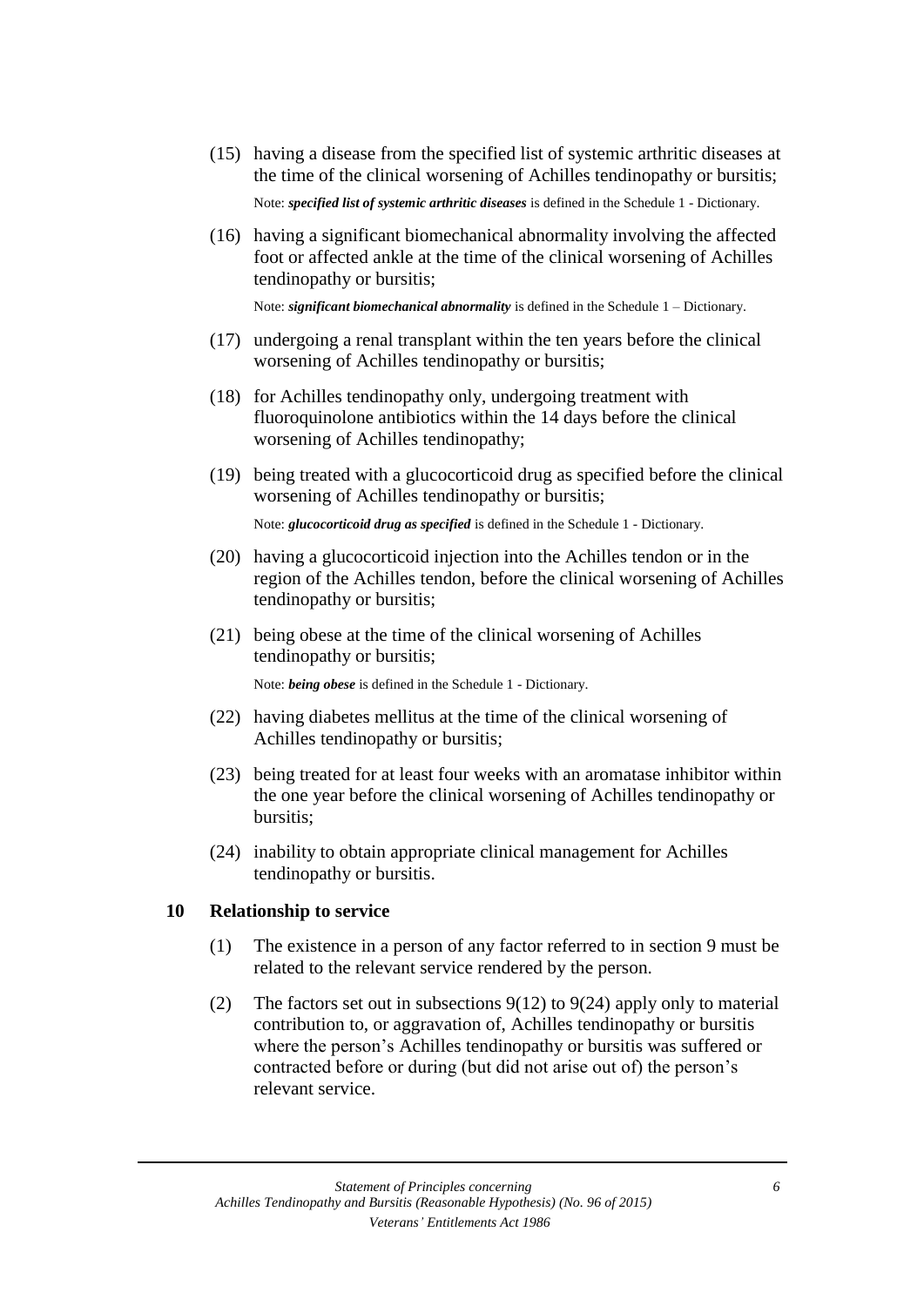(15) having a disease from the specified list of systemic arthritic diseases at the time of the clinical worsening of Achilles tendinopathy or bursitis;

Note: ***specified list of systemic arthritic diseases*** is defined in the Schedule 1 - Dictionary.

(16) having a significant biomechanical abnormality involving the affected foot or affected ankle at the time of the clinical worsening of Achilles tendinopathy or bursitis;

Note: ***significant biomechanical abnormality*** is defined in the Schedule 1 – Dictionary.

(17) undergoing a renal transplant within the ten years before the clinical worsening of Achilles tendinopathy or bursitis;

(18) for Achilles tendinopathy only, undergoing treatment with fluoroquinolone antibiotics within the 14 days before the clinical worsening of Achilles tendinopathy;

(19) being treated with a glucocorticoid drug as specified before the clinical worsening of Achilles tendinopathy or bursitis;

Note: ***glucocorticoid drug as specified*** is defined in the Schedule 1 - Dictionary.

(20) having a glucocorticoid injection into the Achilles tendon or in the region of the Achilles tendon, before the clinical worsening of Achilles tendinopathy or bursitis;

(21) being obese at the time of the clinical worsening of Achilles tendinopathy or bursitis;

Note: ***being obese*** is defined in the Schedule 1 - Dictionary.

(22) having diabetes mellitus at the time of the clinical worsening of Achilles tendinopathy or bursitis;

(23) being treated for at least four weeks with an aromatase inhibitor within the one year before the clinical worsening of Achilles tendinopathy or bursitis;

(24) inability to obtain appropriate clinical management for Achilles tendinopathy or bursitis.

## 10 Relationship to service

(1) The existence in a person of any factor referred to in section 9 must be related to the relevant service rendered by the person.

(2) The factors set out in subsections 9(12) to 9(24) apply only to material contribution to, or aggravation of, Achilles tendinopathy or bursitis where the person's Achilles tendinopathy or bursitis was suffered or contracted before or during (but did not arise out of) the person's relevant service.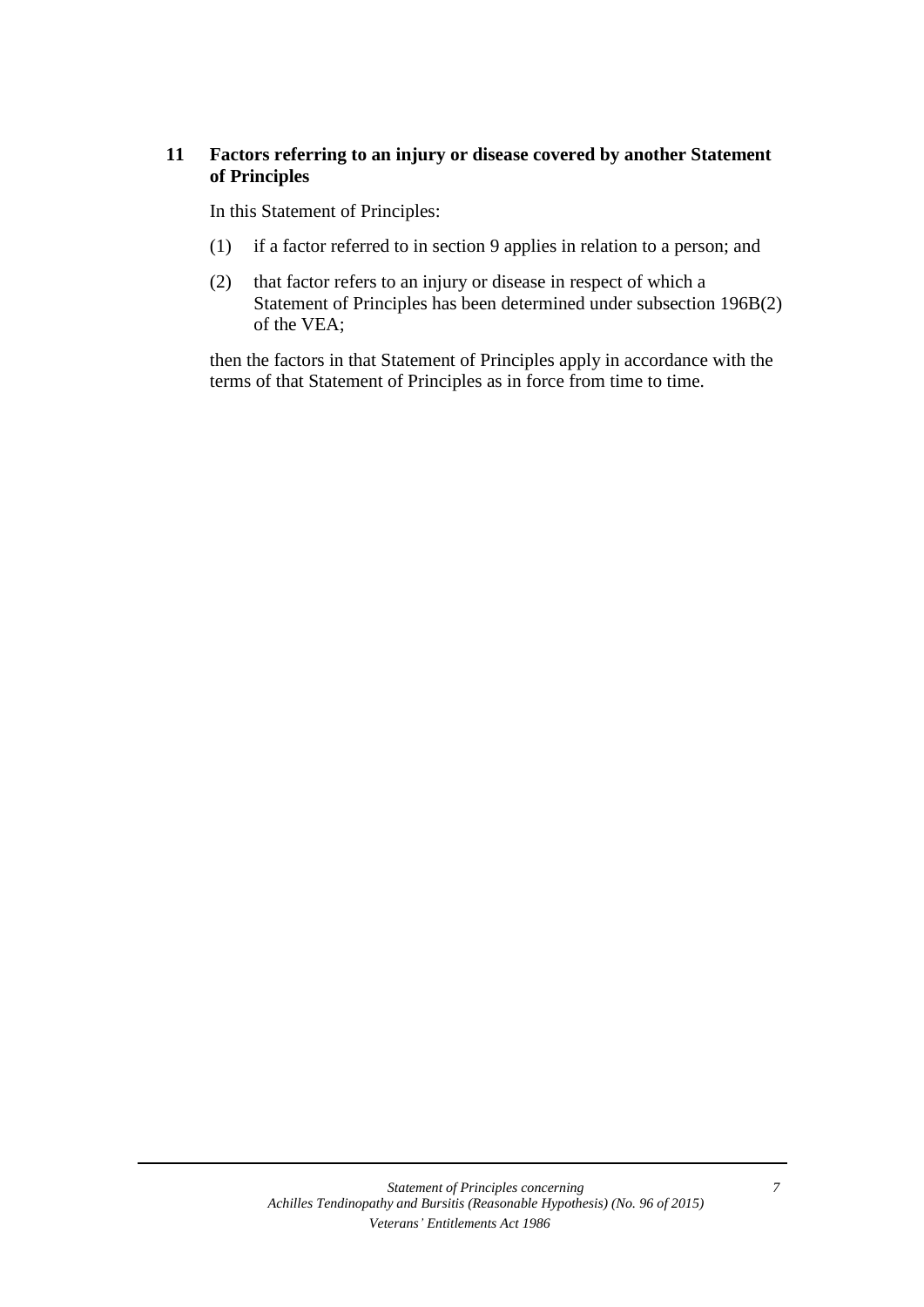## 11 Factors referring to an injury or disease covered by another Statement of Principles

In this Statement of Principles:

(1) if a factor referred to in section 9 applies in relation to a person; and

(2) that factor refers to an injury or disease in respect of which a Statement of Principles has been determined under subsection 196B(2) of the VEA;

then the factors in that Statement of Principles apply in accordance with the terms of that Statement of Principles as in force from time to time.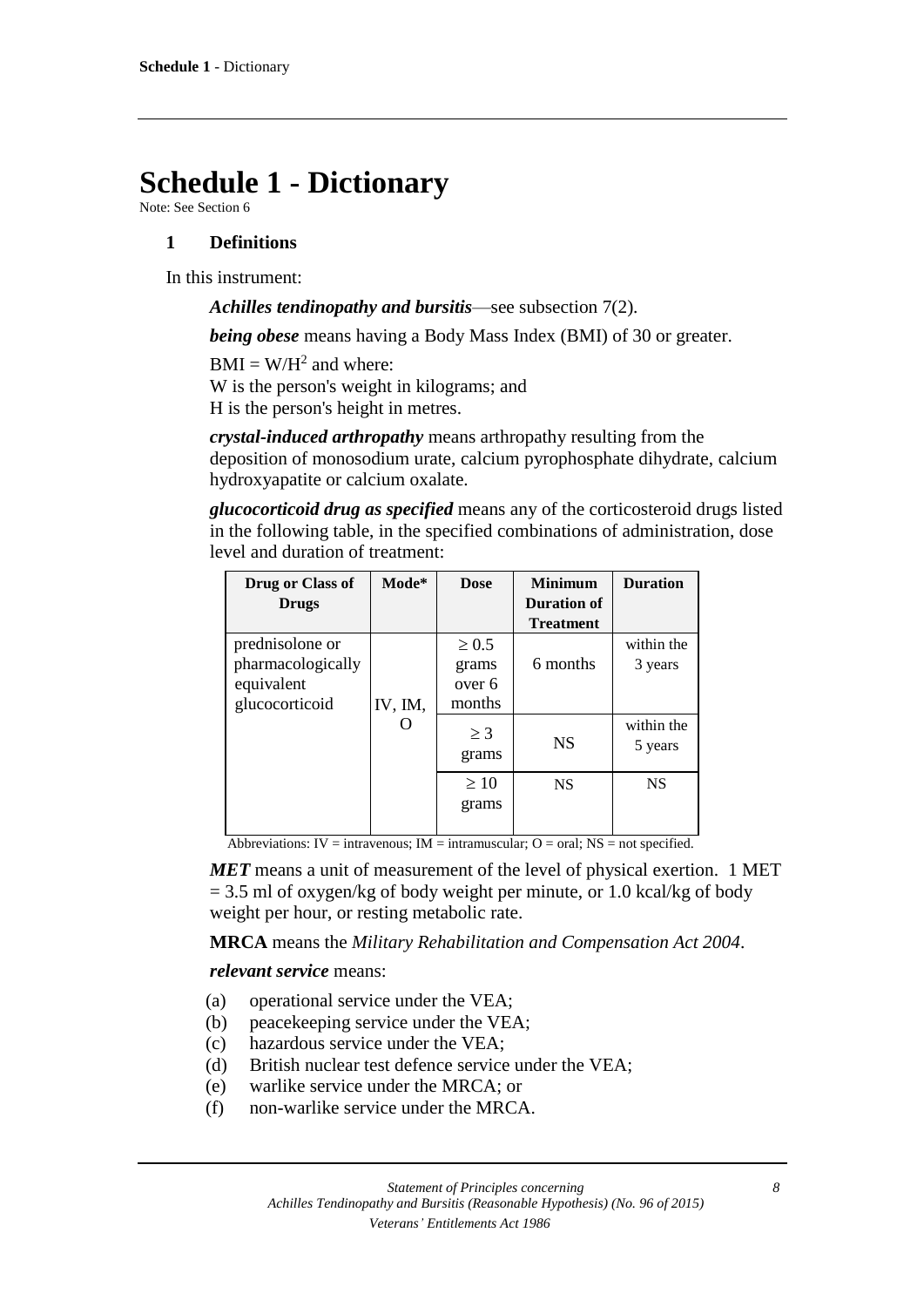# Schedule 1 - Dictionary

Note: See Section 6

### 1 Definitions

In this instrument:

***Achilles tendinopathy and bursitis***—see subsection 7(2).

***being obese*** means having a Body Mass Index (BMI) of 30 or greater.

$BMI = W/H^2$ and where:
W is the person's weight in kilograms; and
H is the person's height in metres.

***crystal-induced arthropathy*** means arthropathy resulting from the deposition of monosodium urate, calcium pyrophosphate dihydrate, calcium hydroxyapatite or calcium oxalate.

***glucocorticoid drug as specified*** means any of the corticosteroid drugs listed in the following table, in the specified combinations of administration, dose level and duration of treatment:

| Drug or Class of Drugs | Mode* | Dose | Minimum Duration of Treatment | Duration |
|---|---|---|---|---|
| prednisolone or pharmacologically equivalent glucocorticoid | IV, IM, O | ≥ 0.5 grams over 6 months | 6 months | within the 3 years |
| | | ≥ 3 grams | NS | within the 5 years |
| | | ≥ 10 grams | NS | NS |

Abbreviations: IV = intravenous; IM = intramuscular; O = oral; NS = not specified.

***MET*** means a unit of measurement of the level of physical exertion. 1 MET = 3.5 ml of oxygen/kg of body weight per minute, or 1.0 kcal/kg of body weight per hour, or resting metabolic rate.

**MRCA** means the *Military Rehabilitation and Compensation Act 2004*.

***relevant service*** means:

(a) operational service under the VEA;
(b) peacekeeping service under the VEA;
(c) hazardous service under the VEA;
(d) British nuclear test defence service under the VEA;
(e) warlike service under the MRCA; or
(f) non-warlike service under the MRCA.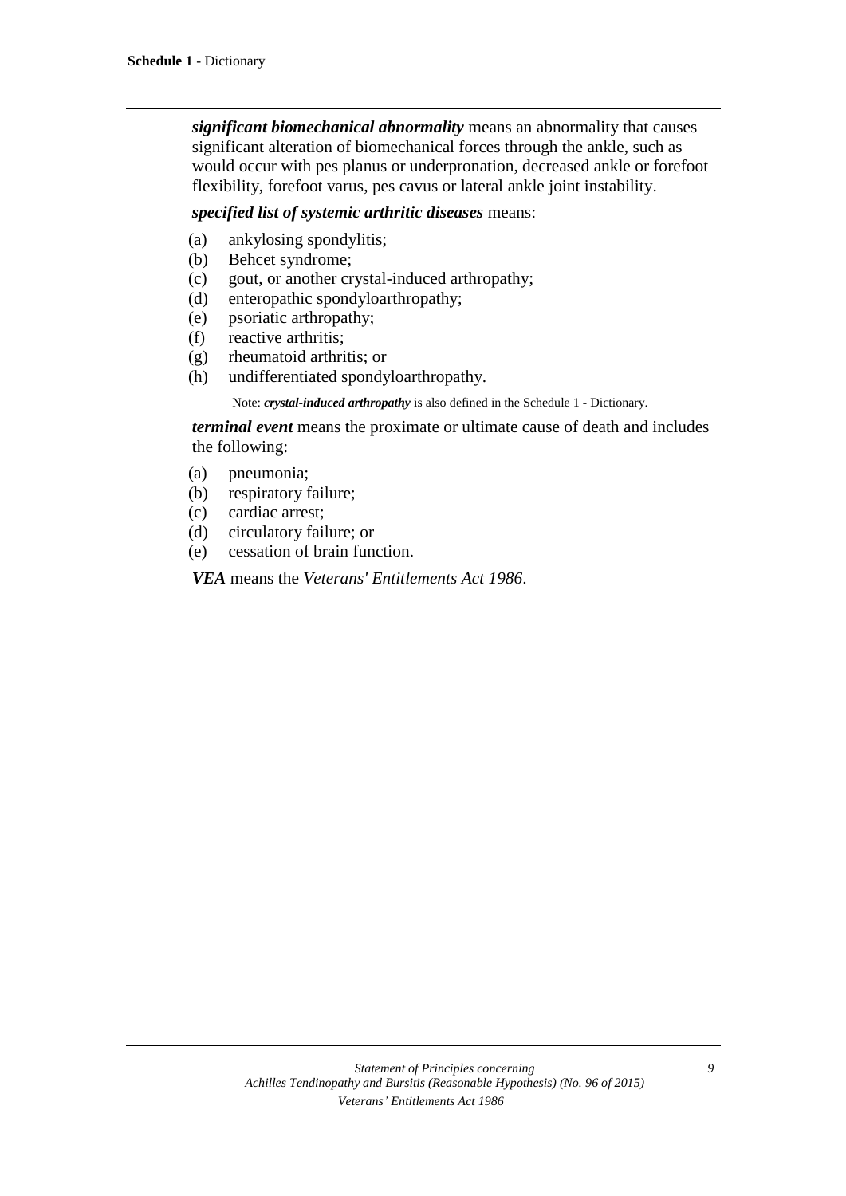***significant biomechanical abnormality*** means an abnormality that causes significant alteration of biomechanical forces through the ankle, such as would occur with pes planus or underpronation, decreased ankle or forefoot flexibility, forefoot varus, pes cavus or lateral ankle joint instability.

***specified list of systemic arthritic diseases*** means:

(a) ankylosing spondylitis;
(b) Behcet syndrome;
(c) gout, or another crystal-induced arthropathy;
(d) enteropathic spondyloarthropathy;
(e) psoriatic arthropathy;
(f) reactive arthritis;
(g) rheumatoid arthritis; or
(h) undifferentiated spondyloarthropathy.

Note: ***crystal-induced arthropathy*** is also defined in the Schedule 1 - Dictionary.

***terminal event*** means the proximate or ultimate cause of death and includes the following:

(a) pneumonia;
(b) respiratory failure;
(c) cardiac arrest;
(d) circulatory failure; or
(e) cessation of brain function.

***VEA*** means the *Veterans' Entitlements Act 1986*.